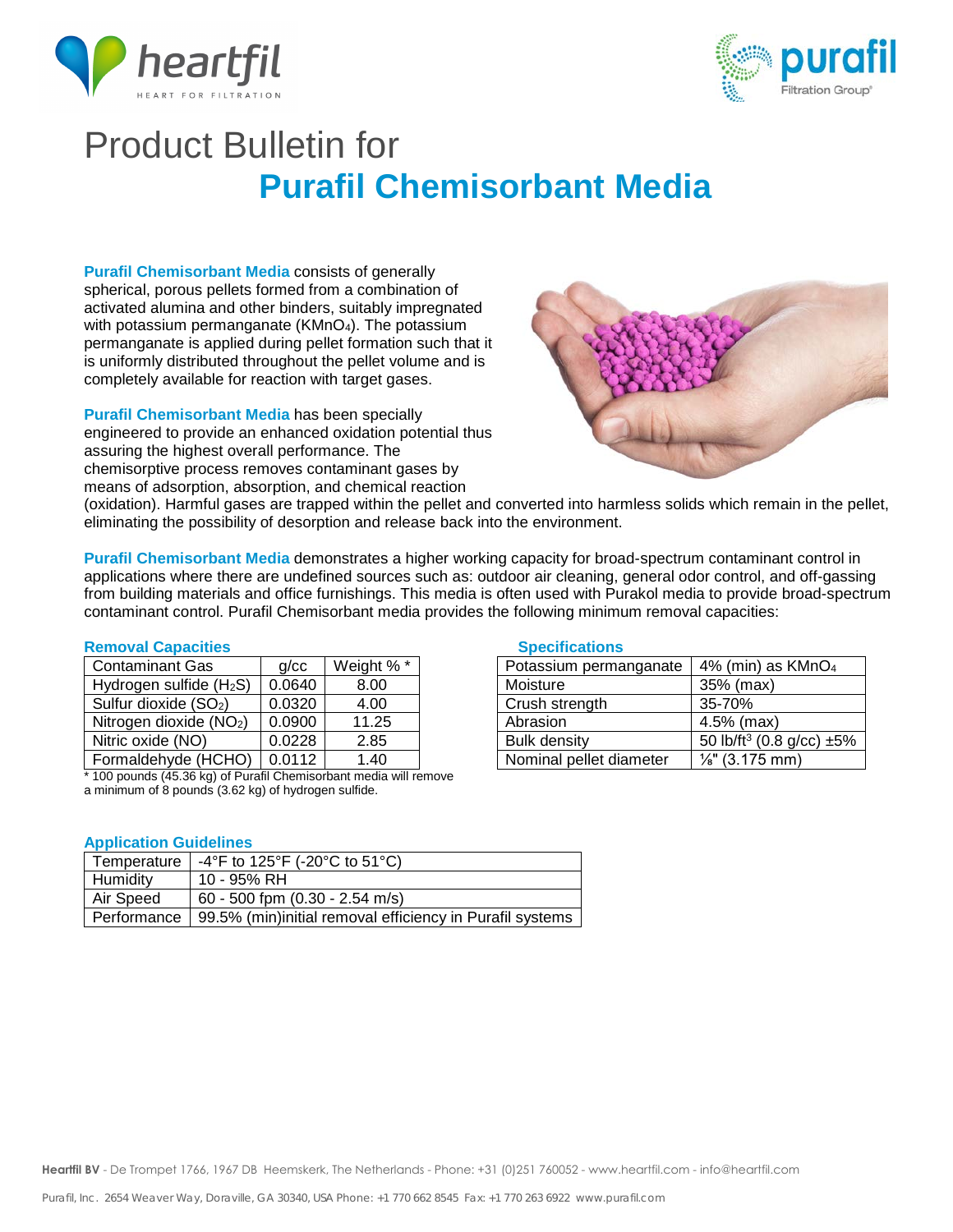# Product Bulletin for

## Purafil Chemisorbant Media

**Purafil Chemisorbant Media** consists of generally spherical, porous pellets formed from a combination of activated alumina and other binders, suitably impregnated with potassium permanganate ($KMnO_4$). The potassium permanganate is applied during pellet formation such that it is uniformly distributed throughout the pellet volume and is completely available for reaction with target gases.

**Purafil Chemisorbant Media** has been specially engineered to provide an enhanced oxidation potential thus assuring the highest overall performance. The chemisorptive process removes contaminant gases by means of adsorption, absorption, and chemical reaction (oxidation). Harmful gases are trapped within the pellet and converted into harmless solids which remain in the pellet, eliminating the possibility of desorption and release back into the environment.

**Purafil Chemisorbant Media** demonstrates a higher working capacity for broad-spectrum contaminant control in applications where there are undefined sources such as: outdoor air cleaning, general odor control, and off-gassing from building materials and office furnishings. This media is often used with Purakol media to provide broad-spectrum contaminant control. Purafil Chemisorbant media provides the following minimum removal capacities:

### Removal Capacities

| Contaminant Gas | g/cc | Weight % * |
|---|---|---|
| Hydrogen sulfide ($H_2S$) | 0.0640 | 8.00 |
| Sulfur dioxide ($SO_2$) | 0.0320 | 4.00 |
| Nitrogen dioxide ($NO_2$) | 0.0900 | 11.25 |
| Nitric oxide (NO) | 0.0228 | 2.85 |
| Formaldehyde (HCHO) | 0.0112 | 1.40 |

* 100 pounds (45.36 kg) of Purafil Chemisorbant media will remove a minimum of 8 pounds (3.62 kg) of hydrogen sulfide.

### Specifications

| | |
|---|---|
| Potassium permanganate | 4% (min) as $KMnO_4$ |
| Moisture | 35% (max) |
| Crush strength | 35-70% |
| Abrasion | 4.5% (max) |
| Bulk density | 50 lb/ft$^3$ (0.8 g/cc) ±5% |
| Nominal pellet diameter | ⅛" (3.175 mm) |

### Application Guidelines

| | |
|---|---|
| Temperature | -4°F to 125°F (-20°C to 51°C) |
| Humidity | 10 - 95% RH |
| Air Speed | 60 - 500 fpm (0.30 - 2.54 m/s) |
| Performance | 99.5% (min)initial removal efficiency in Purafil systems |

**Heartfil BV** - De Trompet 1766, 1967 DB Heemskerk, The Netherlands - Phone: +31 (0)251 760052 - www.heartfil.com - info@heartfil.com

Purafil, Inc. 2654 Weaver Way, Doraville, GA 30340, USA Phone: +1 770 662 8545 Fax: +1 770 263 6922 www.purafil.com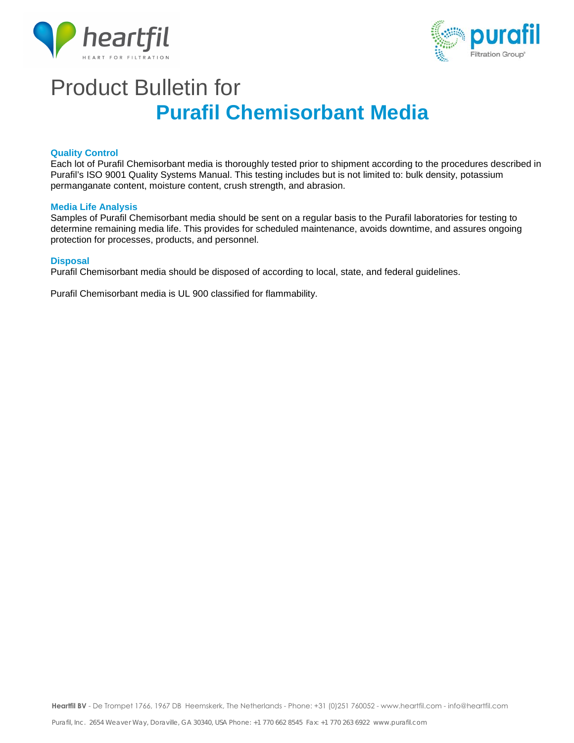# Product Bulletin for

## Purafil Chemisorbant Media

### Quality Control

Each lot of Purafil Chemisorbant media is thoroughly tested prior to shipment according to the procedures described in Purafil's ISO 9001 Quality Systems Manual. This testing includes but is not limited to: bulk density, potassium permanganate content, moisture content, crush strength, and abrasion.

### Media Life Analysis

Samples of Purafil Chemisorbant media should be sent on a regular basis to the Purafil laboratories for testing to determine remaining media life. This provides for scheduled maintenance, avoids downtime, and assures ongoing protection for processes, products, and personnel.

### Disposal

Purafil Chemisorbant media should be disposed of according to local, state, and federal guidelines.

Purafil Chemisorbant media is UL 900 classified for flammability.